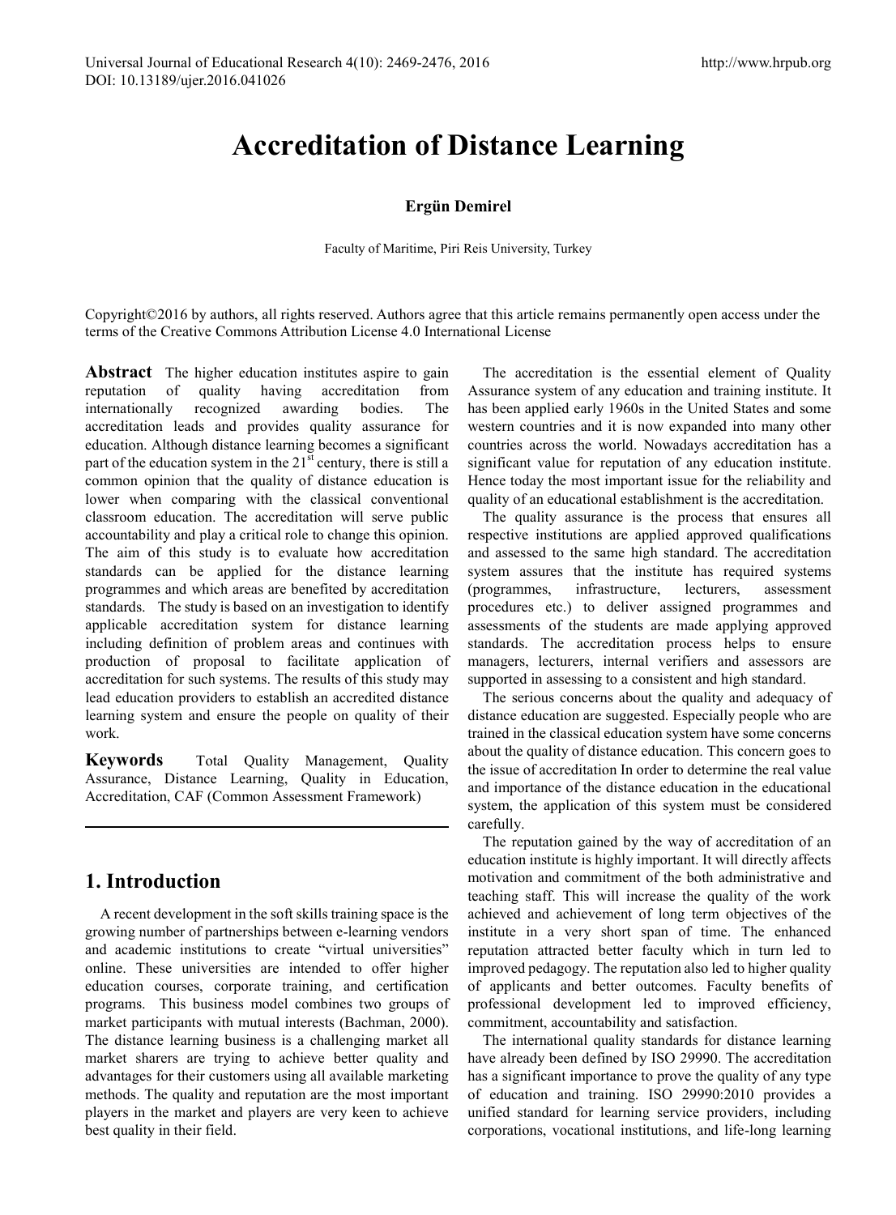# Accreditation of Distance Learning

**Ergün Demirel**

Faculty of Maritime, Piri Reis University, Turkey

Copyright©2016 by authors, all rights reserved. Authors agree that this article remains permanently open access under the terms of the Creative Commons Attribution License 4.0 International License

**Abstract** The higher education institutes aspire to gain reputation of quality having accreditation from internationally recognized awarding bodies. The accreditation leads and provides quality assurance for education. Although distance learning becomes a significant part of the education system in the 21st century, there is still a common opinion that the quality of distance education is lower when comparing with the classical conventional classroom education. The accreditation will serve public accountability and play a critical role to change this opinion. The aim of this study is to evaluate how accreditation standards can be applied for the distance learning programmes and which areas are benefited by accreditation standards. The study is based on an investigation to identify applicable accreditation system for distance learning including definition of problem areas and continues with production of proposal to facilitate application of accreditation for such systems. The results of this study may lead education providers to establish an accredited distance learning system and ensure the people on quality of their work.

**Keywords** Total Quality Management, Quality Assurance, Distance Learning, Quality in Education, Accreditation, CAF (Common Assessment Framework)

## 1. Introduction

A recent development in the soft skills training space is the growing number of partnerships between e-learning vendors and academic institutions to create "virtual universities" online. These universities are intended to offer higher education courses, corporate training, and certification programs. This business model combines two groups of market participants with mutual interests (Bachman, 2000). The distance learning business is a challenging market all market sharers are trying to achieve better quality and advantages for their customers using all available marketing methods. The quality and reputation are the most important players in the market and players are very keen to achieve best quality in their field.

The accreditation is the essential element of Quality Assurance system of any education and training institute. It has been applied early 1960s in the United States and some western countries and it is now expanded into many other countries across the world. Nowadays accreditation has a significant value for reputation of any education institute. Hence today the most important issue for the reliability and quality of an educational establishment is the accreditation.

The quality assurance is the process that ensures all respective institutions are applied approved qualifications and assessed to the same high standard. The accreditation system assures that the institute has required systems (programmes, infrastructure, lecturers, assessment procedures etc.) to deliver assigned programmes and assessments of the students are made applying approved standards. The accreditation process helps to ensure managers, lecturers, internal verifiers and assessors are supported in assessing to a consistent and high standard.

The serious concerns about the quality and adequacy of distance education are suggested. Especially people who are trained in the classical education system have some concerns about the quality of distance education. This concern goes to the issue of accreditation In order to determine the real value and importance of the distance education in the educational system, the application of this system must be considered carefully.

The reputation gained by the way of accreditation of an education institute is highly important. It will directly affects motivation and commitment of the both administrative and teaching staff. This will increase the quality of the work achieved and achievement of long term objectives of the institute in a very short span of time. The enhanced reputation attracted better faculty which in turn led to improved pedagogy. The reputation also led to higher quality of applicants and better outcomes. Faculty benefits of professional development led to improved efficiency, commitment, accountability and satisfaction.

The international quality standards for distance learning have already been defined by ISO 29990. The accreditation has a significant importance to prove the quality of any type of education and training. ISO 29990:2010 provides a unified standard for learning service providers, including corporations, vocational institutions, and life-long learning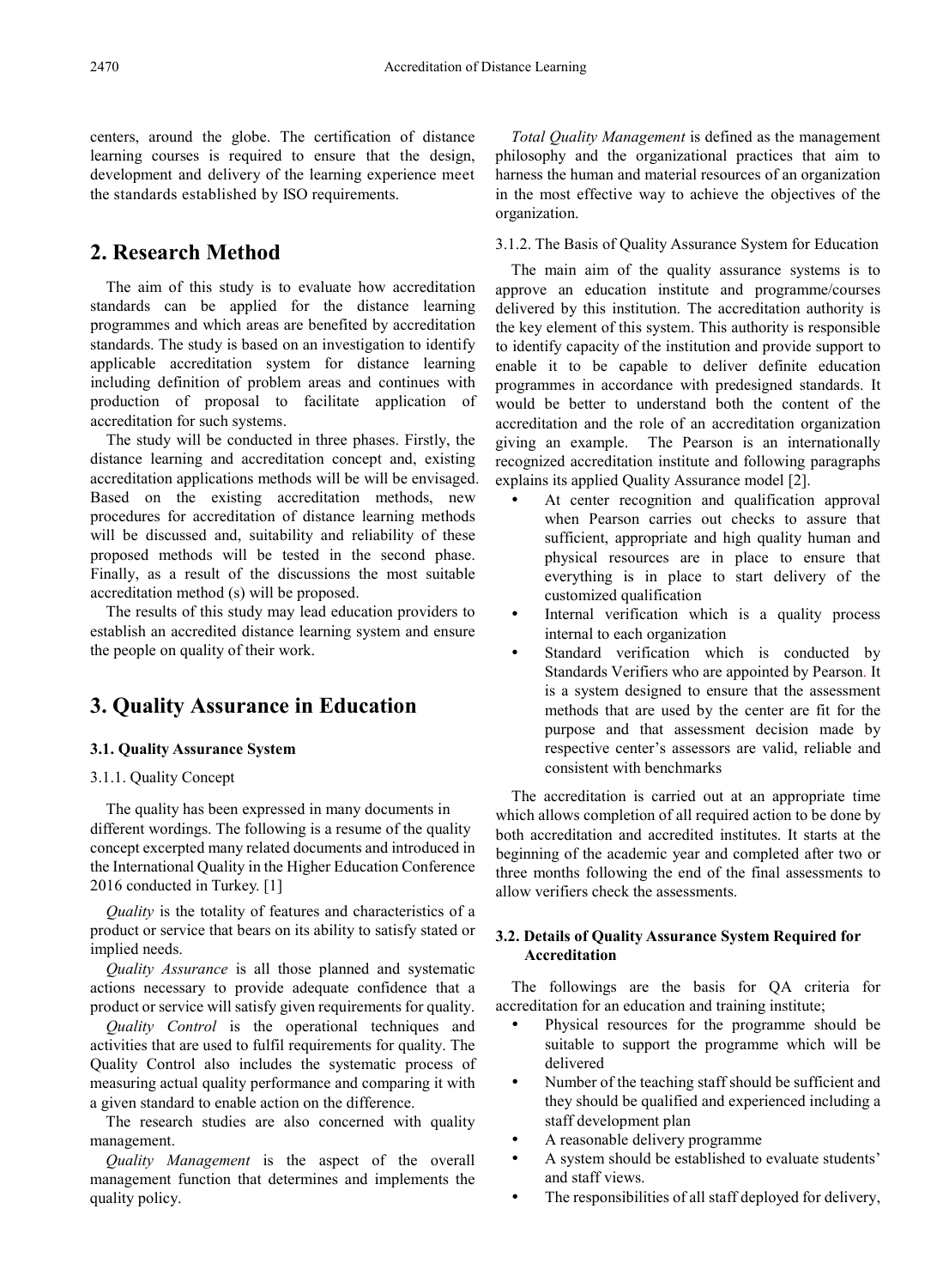centers, around the globe. The certification of distance learning courses is required to ensure that the design, development and delivery of the learning experience meet the standards established by ISO requirements.

## 2. Research Method

The aim of this study is to evaluate how accreditation standards can be applied for the distance learning programmes and which areas are benefited by accreditation standards. The study is based on an investigation to identify applicable accreditation system for distance learning including definition of problem areas and continues with production of proposal to facilitate application of accreditation for such systems.

The study will be conducted in three phases. Firstly, the distance learning and accreditation concept and, existing accreditation applications methods will be will be envisaged. Based on the existing accreditation methods, new procedures for accreditation of distance learning methods will be discussed and, suitability and reliability of these proposed methods will be tested in the second phase. Finally, as a result of the discussions the most suitable accreditation method (s) will be proposed.

The results of this study may lead education providers to establish an accredited distance learning system and ensure the people on quality of their work.

## 3. Quality Assurance in Education

### 3.1. Quality Assurance System

#### 3.1.1. Quality Concept

The quality has been expressed in many documents in different wordings. The following is a resume of the quality concept excerpted many related documents and introduced in the International Quality in the Higher Education Conference 2016 conducted in Turkey. [1]

*Quality* is the totality of features and characteristics of a product or service that bears on its ability to satisfy stated or implied needs.

*Quality Assurance* is all those planned and systematic actions necessary to provide adequate confidence that a product or service will satisfy given requirements for quality.

*Quality Control* is the operational techniques and activities that are used to fulfil requirements for quality. The Quality Control also includes the systematic process of measuring actual quality performance and comparing it with a given standard to enable action on the difference.

The research studies are also concerned with quality management.

*Quality Management* is the aspect of the overall management function that determines and implements the quality policy.

*Total Quality Management* is defined as the management philosophy and the organizational practices that aim to harness the human and material resources of an organization in the most effective way to achieve the objectives of the organization.

#### 3.1.2. The Basis of Quality Assurance System for Education

The main aim of the quality assurance systems is to approve an education institute and programme/courses delivered by this institution. The accreditation authority is the key element of this system. This authority is responsible to identify capacity of the institution and provide support to enable it to be capable to deliver definite education programmes in accordance with predesigned standards. It would be better to understand both the content of the accreditation and the role of an accreditation organization giving an example. The Pearson is an internationally recognized accreditation institute and following paragraphs explains its applied Quality Assurance model [2].

- At center recognition and qualification approval when Pearson carries out checks to assure that sufficient, appropriate and high quality human and physical resources are in place to ensure that everything is in place to start delivery of the customized qualification
- Internal verification which is a quality process internal to each organization
- Standard verification which is conducted by Standards Verifiers who are appointed by Pearson. It is a system designed to ensure that the assessment methods that are used by the center are fit for the purpose and that assessment decision made by respective center's assessors are valid, reliable and consistent with benchmarks

The accreditation is carried out at an appropriate time which allows completion of all required action to be done by both accreditation and accredited institutes. It starts at the beginning of the academic year and completed after two or three months following the end of the final assessments to allow verifiers check the assessments.

### 3.2. Details of Quality Assurance System Required for Accreditation

The followings are the basis for QA criteria for accreditation for an education and training institute;

- Physical resources for the programme should be suitable to support the programme which will be delivered
- Number of the teaching staff should be sufficient and they should be qualified and experienced including a staff development plan
- A reasonable delivery programme
- A system should be established to evaluate students' and staff views.
- The responsibilities of all staff deployed for delivery,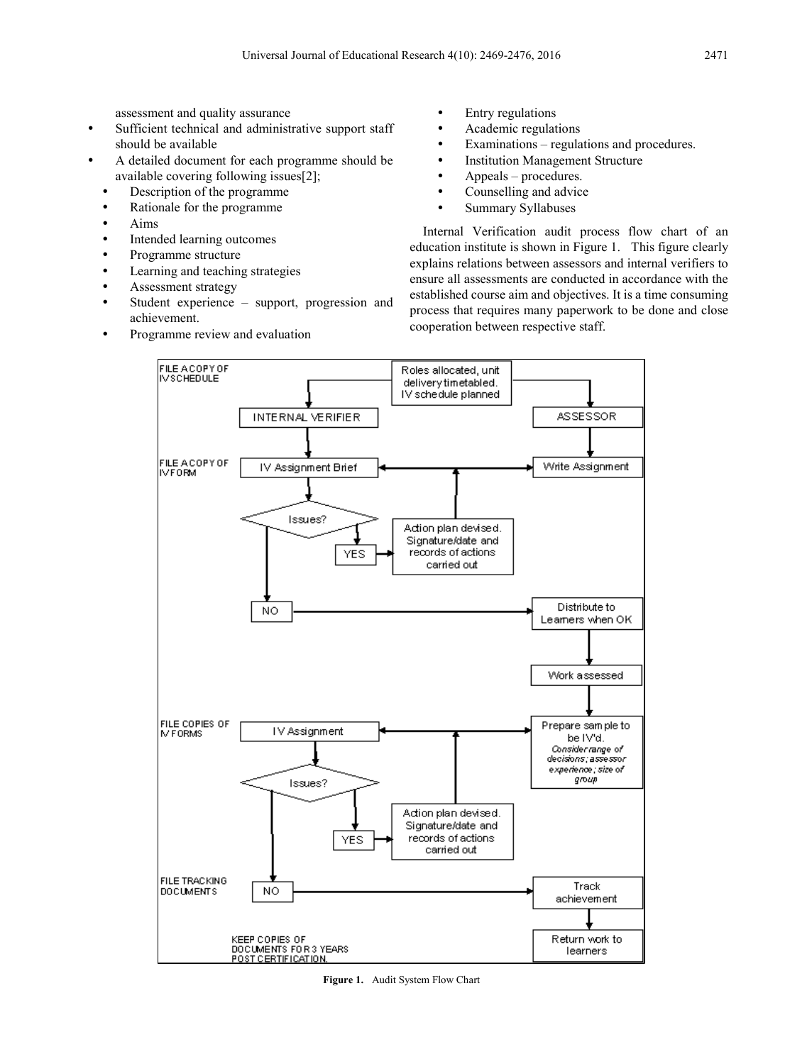assessment and quality assurance

- Sufficient technical and administrative support staff should be available
- A detailed document for each programme should be available covering following issues[2];
  - Description of the programme
  - Rationale for the programme
  - Aims
  - Intended learning outcomes
  - Programme structure
  - Learning and teaching strategies
  - Assessment strategy
  - Student experience – support, progression and achievement.
  - Programme review and evaluation
  - Entry regulations
  - Academic regulations
  - Examinations – regulations and procedures.
  - Institution Management Structure
  - Appeals – procedures.
  - Counselling and advice
  - Summary Syllabuses

Internal Verification audit process flow chart of an education institute is shown in Figure 1. This figure clearly explains relations between assessors and internal verifiers to ensure all assessments are conducted in accordance with the established course aim and objectives. It is a time consuming process that requires many paperwork to be done and close cooperation between respective staff.

**Figure 1.** Audit System Flow Chart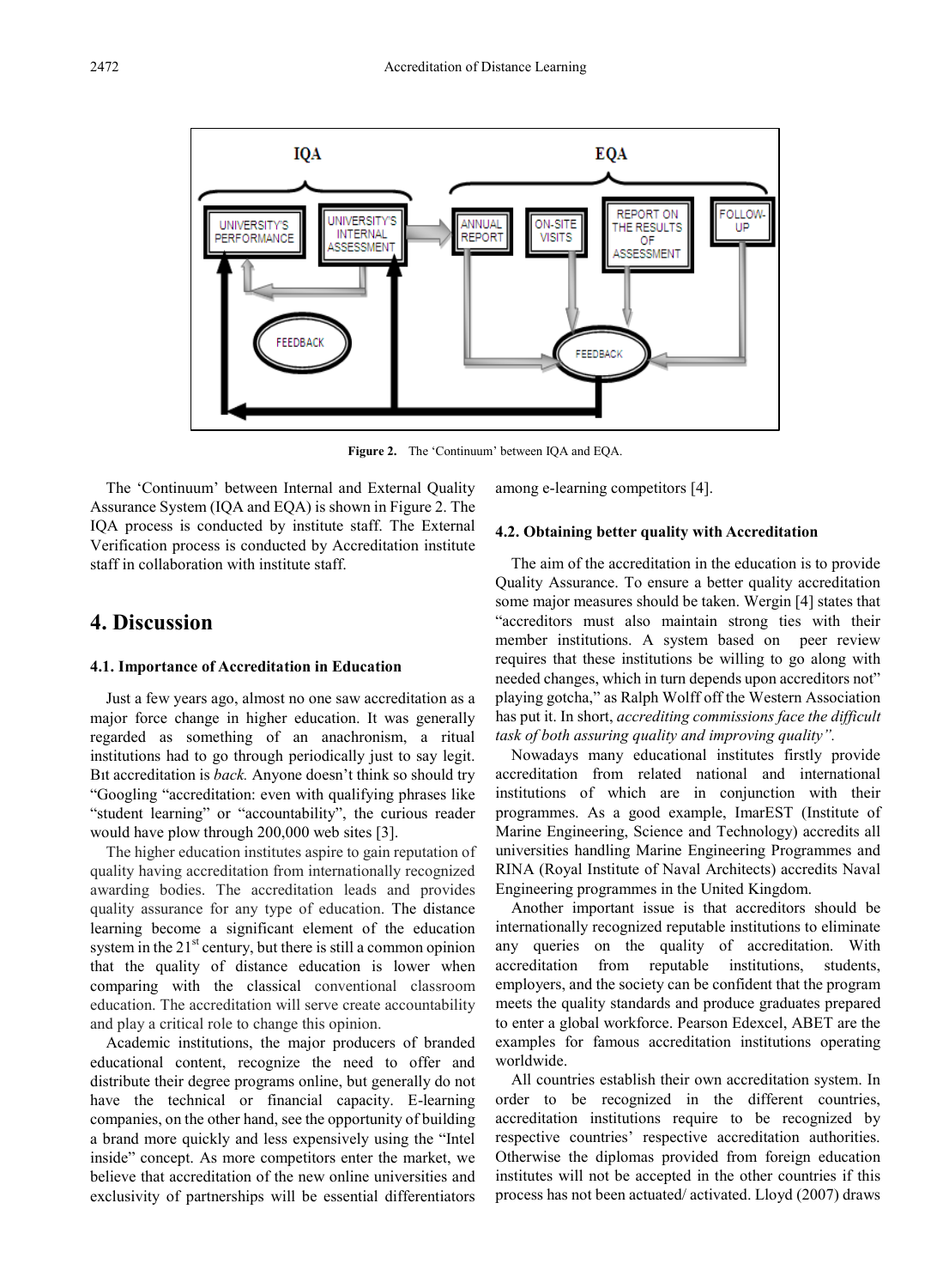**Figure 2.** The 'Continuum' between IQA and EQA.

The 'Continuum' between Internal and External Quality Assurance System (IQA and EQA) is shown in Figure 2. The IQA process is conducted by institute staff. The External Verification process is conducted by Accreditation institute staff in collaboration with institute staff.

# 4. Discussion

### 4.1. Importance of Accreditation in Education

Just a few years ago, almost no one saw accreditation as a major force change in higher education. It was generally regarded as something of an anachronism, a ritual institutions had to go through periodically just to say legit. Bıt accreditation is *back.* Anyone doesn't think so should try "Googling "accreditation: even with qualifying phrases like "student learning" or "accountability", the curious reader would have plow through 200,000 web sites [3].

The higher education institutes aspire to gain reputation of quality having accreditation from internationally recognized awarding bodies. The accreditation leads and provides quality assurance for any type of education. The distance learning become a significant element of the education system in the 21st century, but there is still a common opinion that the quality of distance education is lower when comparing with the classical conventional classroom education. The accreditation will serve create accountability and play a critical role to change this opinion.

Academic institutions, the major producers of branded educational content, recognize the need to offer and distribute their degree programs online, but generally do not have the technical or financial capacity. E-learning companies, on the other hand, see the opportunity of building a brand more quickly and less expensively using the "Intel inside" concept. As more competitors enter the market, we believe that accreditation of the new online universities and exclusivity of partnerships will be essential differentiators among e-learning competitors [4].

### 4.2. Obtaining better quality with Accreditation

The aim of the accreditation in the education is to provide Quality Assurance. To ensure a better quality accreditation some major measures should be taken. Wergin [4] states that "accreditors must also maintain strong ties with their member institutions. A system based on peer review requires that these institutions be willing to go along with needed changes, which in turn depends upon accreditors not" playing gotcha," as Ralph Wolff off the Western Association has put it. In short, *accrediting commissions face the difficult task of both assuring quality and improving quality".*

Nowadays many educational institutes firstly provide accreditation from related national and international institutions of which are in conjunction with their programmes. As a good example, ImarEST (Institute of Marine Engineering, Science and Technology) accredits all universities handling Marine Engineering Programmes and RINA (Royal Institute of Naval Architects) accredits Naval Engineering programmes in the United Kingdom.

Another important issue is that accreditors should be internationally recognized reputable institutions to eliminate any queries on the quality of accreditation. With accreditation from reputable institutions, students, employers, and the society can be confident that the program meets the quality standards and produce graduates prepared to enter a global workforce. Pearson Edexcel, ABET are the examples for famous accreditation institutions operating worldwide.

All countries establish their own accreditation system. In order to be recognized in the different countries, accreditation institutions require to be recognized by respective countries' respective accreditation authorities. Otherwise the diplomas provided from foreign education institutes will not be accepted in the other countries if this process has not been actuated/ activated. Lloyd (2007) draws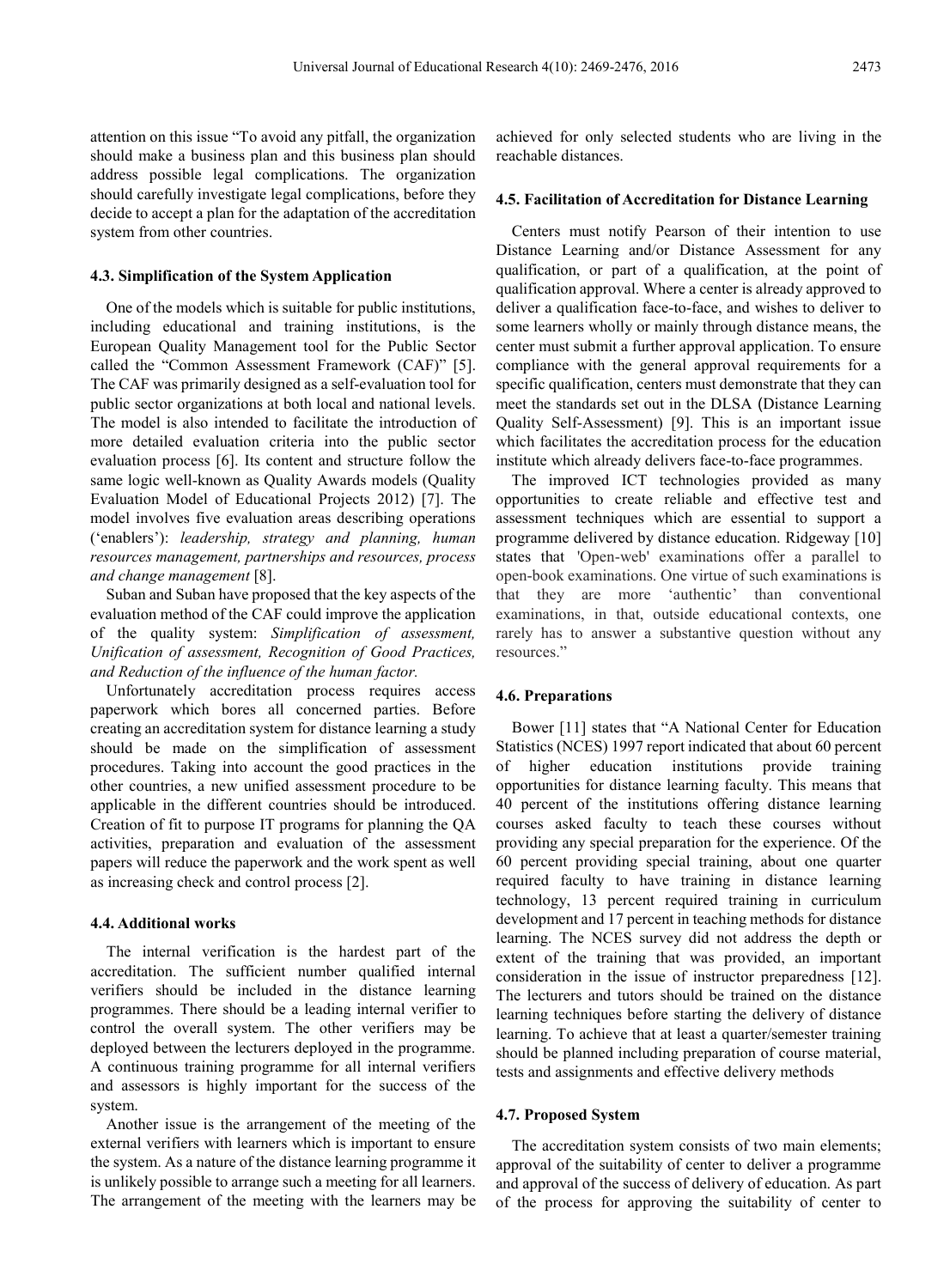attention on this issue "To avoid any pitfall, the organization should make a business plan and this business plan should address possible legal complications. The organization should carefully investigate legal complications, before they decide to accept a plan for the adaptation of the accreditation system from other countries.

### 4.3. Simplification of the System Application

One of the models which is suitable for public institutions, including educational and training institutions, is the European Quality Management tool for the Public Sector called the "Common Assessment Framework (CAF)" [5]. The CAF was primarily designed as a self-evaluation tool for public sector organizations at both local and national levels. The model is also intended to facilitate the introduction of more detailed evaluation criteria into the public sector evaluation process [6]. Its content and structure follow the same logic well-known as Quality Awards models (Quality Evaluation Model of Educational Projects 2012) [7]. The model involves five evaluation areas describing operations ('enablers'): *leadership, strategy and planning, human resources management, partnerships and resources, process and change management* [8].

Suban and Suban have proposed that the key aspects of the evaluation method of the CAF could improve the application of the quality system: *Simplification of assessment, Unification of assessment, Recognition of Good Practices, and Reduction of the influence of the human factor.*

Unfortunately accreditation process requires access paperwork which bores all concerned parties. Before creating an accreditation system for distance learning a study should be made on the simplification of assessment procedures. Taking into account the good practices in the other countries, a new unified assessment procedure to be applicable in the different countries should be introduced. Creation of fit to purpose IT programs for planning the QA activities, preparation and evaluation of the assessment papers will reduce the paperwork and the work spent as well as increasing check and control process [2].

### 4.4. Additional works

The internal verification is the hardest part of the accreditation. The sufficient number qualified internal verifiers should be included in the distance learning programmes. There should be a leading internal verifier to control the overall system. The other verifiers may be deployed between the lecturers deployed in the programme. A continuous training programme for all internal verifiers and assessors is highly important for the success of the system.

Another issue is the arrangement of the meeting of the external verifiers with learners which is important to ensure the system. As a nature of the distance learning programme it is unlikely possible to arrange such a meeting for all learners. The arrangement of the meeting with the learners may be achieved for only selected students who are living in the reachable distances.

### 4.5. Facilitation of Accreditation for Distance Learning

Centers must notify Pearson of their intention to use Distance Learning and/or Distance Assessment for any qualification, or part of a qualification, at the point of qualification approval. Where a center is already approved to deliver a qualification face-to-face, and wishes to deliver to some learners wholly or mainly through distance means, the center must submit a further approval application. To ensure compliance with the general approval requirements for a specific qualification, centers must demonstrate that they can meet the standards set out in the DLSA (Distance Learning Quality Self-Assessment) [9]. This is an important issue which facilitates the accreditation process for the education institute which already delivers face-to-face programmes.

The improved ICT technologies provided as many opportunities to create reliable and effective test and assessment techniques which are essential to support a programme delivered by distance education. Ridgeway [10] states that 'Open-web' examinations offer a parallel to open-book examinations. One virtue of such examinations is that they are more 'authentic' than conventional examinations, in that, outside educational contexts, one rarely has to answer a substantive question without any resources."

### 4.6. Preparations

Bower [11] states that "A National Center for Education Statistics (NCES) 1997 report indicated that about 60 percent of higher education institutions provide training opportunities for distance learning faculty. This means that 40 percent of the institutions offering distance learning courses asked faculty to teach these courses without providing any special preparation for the experience. Of the 60 percent providing special training, about one quarter required faculty to have training in distance learning technology, 13 percent required training in curriculum development and 17 percent in teaching methods for distance learning. The NCES survey did not address the depth or extent of the training that was provided, an important consideration in the issue of instructor preparedness [12]. The lecturers and tutors should be trained on the distance learning techniques before starting the delivery of distance learning. To achieve that at least a quarter/semester training should be planned including preparation of course material, tests and assignments and effective delivery methods

### 4.7. Proposed System

The accreditation system consists of two main elements; approval of the suitability of center to deliver a programme and approval of the success of delivery of education. As part of the process for approving the suitability of center to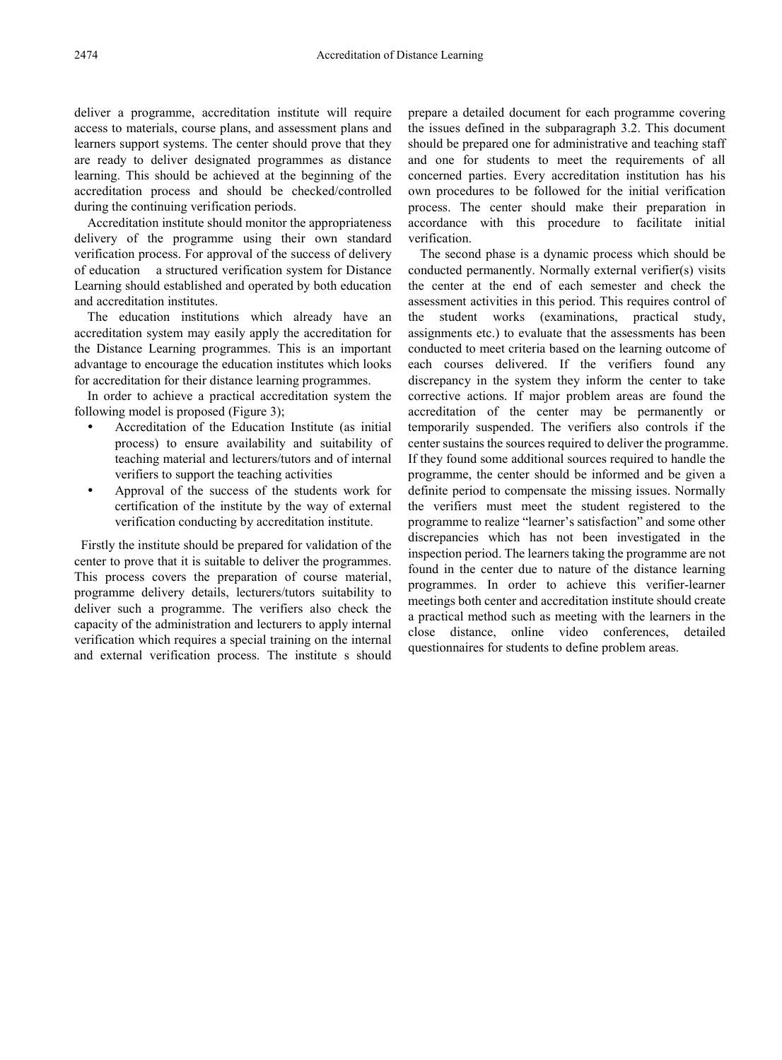deliver a programme, accreditation institute will require access to materials, course plans, and assessment plans and learners support systems. The center should prove that they are ready to deliver designated programmes as distance learning. This should be achieved at the beginning of the accreditation process and should be checked/controlled during the continuing verification periods.

Accreditation institute should monitor the appropriateness delivery of the programme using their own standard verification process. For approval of the success of delivery of education a structured verification system for Distance Learning should established and operated by both education and accreditation institutes.

The education institutions which already have an accreditation system may easily apply the accreditation for the Distance Learning programmes. This is an important advantage to encourage the education institutes which looks for accreditation for their distance learning programmes.

In order to achieve a practical accreditation system the following model is proposed (Figure 3);

- Accreditation of the Education Institute (as initial process) to ensure availability and suitability of teaching material and lecturers/tutors and of internal verifiers to support the teaching activities
- Approval of the success of the students work for certification of the institute by the way of external verification conducting by accreditation institute.

Firstly the institute should be prepared for validation of the center to prove that it is suitable to deliver the programmes. This process covers the preparation of course material, programme delivery details, lecturers/tutors suitability to deliver such a programme. The verifiers also check the capacity of the administration and lecturers to apply internal verification which requires a special training on the internal and external verification process. The institute s should prepare a detailed document for each programme covering the issues defined in the subparagraph 3.2. This document should be prepared one for administrative and teaching staff and one for students to meet the requirements of all concerned parties. Every accreditation institution has his own procedures to be followed for the initial verification process. The center should make their preparation in accordance with this procedure to facilitate initial verification.

The second phase is a dynamic process which should be conducted permanently. Normally external verifier(s) visits the center at the end of each semester and check the assessment activities in this period. This requires control of the student works (examinations, practical study, assignments etc.) to evaluate that the assessments has been conducted to meet criteria based on the learning outcome of each courses delivered. If the verifiers found any discrepancy in the system they inform the center to take corrective actions. If major problem areas are found the accreditation of the center may be permanently or temporarily suspended. The verifiers also controls if the center sustains the sources required to deliver the programme. If they found some additional sources required to handle the programme, the center should be informed and be given a definite period to compensate the missing issues. Normally the verifiers must meet the student registered to the programme to realize "learner's satisfaction" and some other discrepancies which has not been investigated in the inspection period. The learners taking the programme are not found in the center due to nature of the distance learning programmes. In order to achieve this verifier-learner meetings both center and accreditation institute should create a practical method such as meeting with the learners in the close distance, online video conferences, detailed questionnaires for students to define problem areas.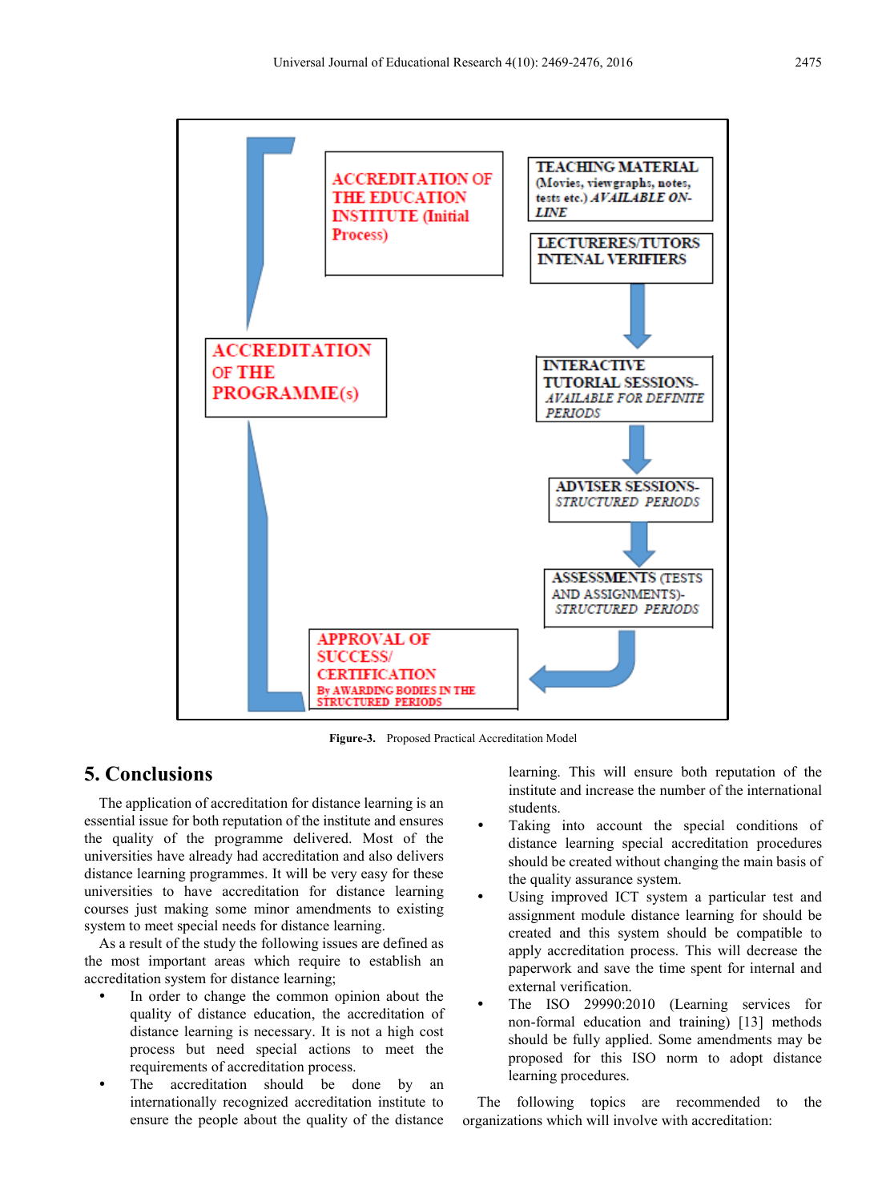ACCREDITATION OF THE EDUCATION INSTITUTE (Initial Process)

TEACHING MATERIAL (Movies, viewgraphs, notes, tests etc.) *AVAILABLE ON-LINE*

LECTURERES/TUTORS INTENAL VERIFIERS

ACCREDITATION OF THE PROGRAMME(s)

INTERACTIVE TUTORIAL SESSIONS- *AVAILABLE FOR DEFINITE PERIODS*

ADVISER SESSIONS- *STRUCTURED PERIODS*

ASSESSMENTS (TESTS AND ASSIGNMENTS)- *STRUCTURED PERIODS*

APPROVAL OF SUCCESS/ CERTIFICATION By AWARDING BODIES IN THE STRUCTURED PERIODS

**Figure-3.** Proposed Practical Accreditation Model

## 5. Conclusions

The application of accreditation for distance learning is an essential issue for both reputation of the institute and ensures the quality of the programme delivered. Most of the universities have already had accreditation and also delivers distance learning programmes. It will be very easy for these universities to have accreditation for distance learning courses just making some minor amendments to existing system to meet special needs for distance learning.

As a result of the study the following issues are defined as the most important areas which require to establish an accreditation system for distance learning;

- In order to change the common opinion about the quality of distance education, the accreditation of distance learning is necessary. It is not a high cost process but need special actions to meet the requirements of accreditation process.
- The accreditation should be done by an internationally recognized accreditation institute to ensure the people about the quality of the distance learning. This will ensure both reputation of the institute and increase the number of the international students.
- Taking into account the special conditions of distance learning special accreditation procedures should be created without changing the main basis of the quality assurance system.
- Using improved ICT system a particular test and assignment module distance learning for should be created and this system should be compatible to apply accreditation process. This will decrease the paperwork and save the time spent for internal and external verification.
- The ISO 29990:2010 (Learning services for non-formal education and training) [13] methods should be fully applied. Some amendments may be proposed for this ISO norm to adopt distance learning procedures.

The following topics are recommended to the organizations which will involve with accreditation: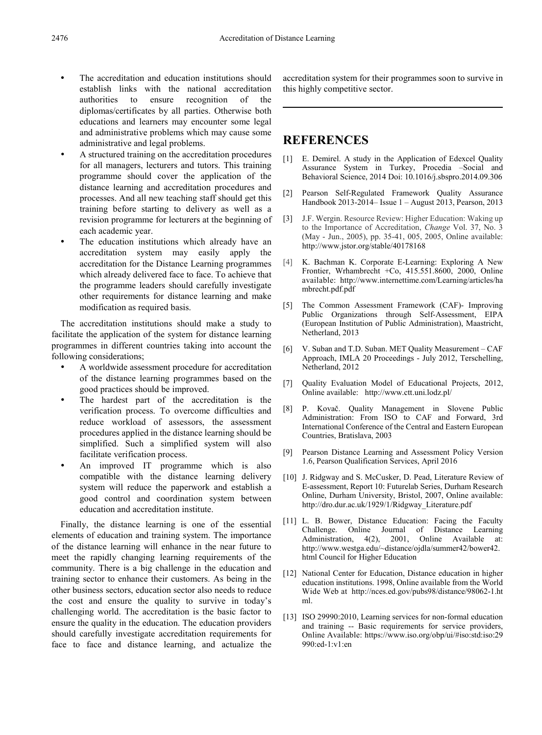- The accreditation and education institutions should establish links with the national accreditation authorities to ensure recognition of the diplomas/certificates by all parties. Otherwise both educations and learners may encounter some legal and administrative problems which may cause some administrative and legal problems.
- A structured training on the accreditation procedures for all managers, lecturers and tutors. This training programme should cover the application of the distance learning and accreditation procedures and processes. And all new teaching staff should get this training before starting to delivery as well as a revision programme for lecturers at the beginning of each academic year.
- The education institutions which already have an accreditation system may easily apply the accreditation for the Distance Learning programmes which already delivered face to face. To achieve that the programme leaders should carefully investigate other requirements for distance learning and make modification as required basis.

The accreditation institutions should make a study to facilitate the application of the system for distance learning programmes in different countries taking into account the following considerations;

- A worldwide assessment procedure for accreditation of the distance learning programmes based on the good practices should be improved.
- The hardest part of the accreditation is the verification process. To overcome difficulties and reduce workload of assessors, the assessment procedures applied in the distance learning should be simplified. Such a simplified system will also facilitate verification process.
- An improved IT programme which is also compatible with the distance learning delivery system will reduce the paperwork and establish a good control and coordination system between education and accreditation institute.

Finally, the distance learning is one of the essential elements of education and training system. The importance of the distance learning will enhance in the near future to meet the rapidly changing learning requirements of the community. There is a big challenge in the education and training sector to enhance their customers. As being in the other business sectors, education sector also needs to reduce the cost and ensure the quality to survive in today's challenging world. The accreditation is the basic factor to ensure the quality in the education. The education providers should carefully investigate accreditation requirements for face to face and distance learning, and actualize the accreditation system for their programmes soon to survive in this highly competitive sector.

# REFERENCES

[1] E. Demirel. A study in the Application of Edexcel Quality Assurance System in Turkey, Procedia –Social and Behavioral Science, 2014 Doi: 10.1016/j.sbspro.2014.09.306

[2] Pearson Self-Regulated Framework Quality Assurance Handbook 2013-2014– Issue 1 – August 2013, Pearson, 2013

[3] J.F. Wergin. Resource Review: Higher Education: Waking up to the Importance of Accreditation, *Change* Vol. 37, No. 3 (May - Jun., 2005), pp. 35-41, 005, 2005, Online available: http://www.jstor.org/stable/40178168

[4] K. Bachman K. Corporate E-Learning: Exploring A New Frontier, Wrhambrecht +Co, 415.551.8600, 2000, Online available: http://www.internettime.com/Learning/articles/hambrecht.pdf.pdf

[5] The Common Assessment Framework (CAF)- Improving Public Organizations through Self-Assessment, EIPA (European Institution of Public Administration), Maastricht, Netherland, 2013

[6] V. Suban and T.D. Suban. MET Quality Measurement – CAF Approach, IMLA 20 Proceedings - July 2012, Terschelling, Netherland, 2012

[7] Quality Evaluation Model of Educational Projects, 2012, Online available: http://www.ctt.uni.lodz.pl/

[8] P. Kovač. Quality Management in Slovene Public Administration: From ISO to CAF and Forward, 3rd International Conference of the Central and Eastern European Countries, Bratislava, 2003

[9] Pearson Distance Learning and Assessment Policy Version 1.6, Pearson Qualification Services, April 2016

[10] J. Ridgway and S. McCusker, D. Pead, Literature Review of E-assessment, Report 10: Futurelab Series, Durham Research Online, Durham University, Bristol, 2007, Online available: http://dro.dur.ac.uk/1929/1/Ridgway_Literature.pdf

[11] L. B. Bower, Distance Education: Facing the Faculty Challenge. Online Journal of Distance Learning Administration, 4(2), 2001, Online Available at: http://www.westga.edu/~distance/ojdla/summer42/bower42.html Council for Higher Education

[12] National Center for Education, Distance education in higher education institutions. 1998, Online available from the World Wide Web at http://nces.ed.gov/pubs98/distance/98062-1.html.

[13] ISO 29990:2010, Learning services for non-formal education and training -- Basic requirements for service providers, Online Available: https://www.iso.org/obp/ui/#iso:std:iso:29990:ed-1:v1:en